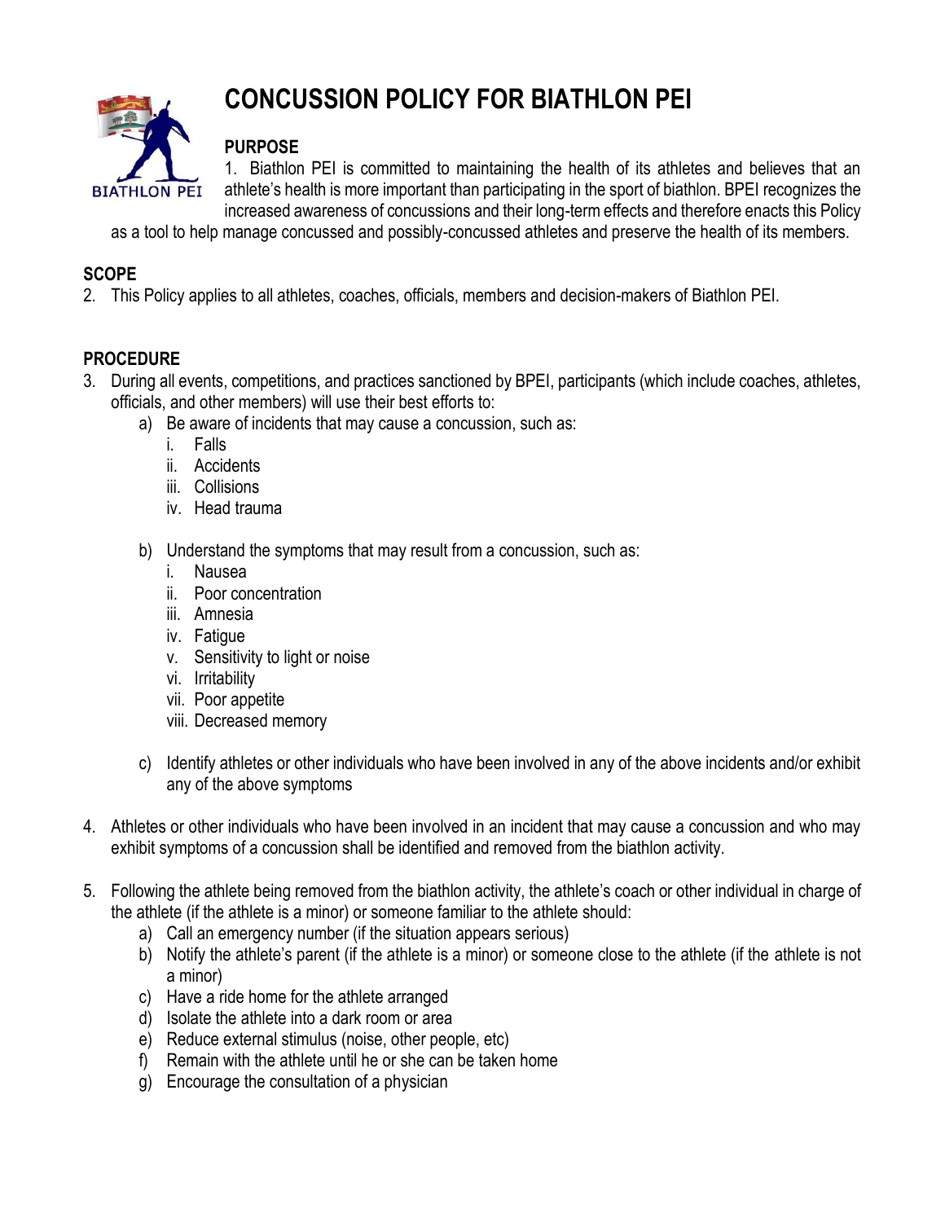# CONCUSSION POLICY FOR BIATHLON PEI

## PURPOSE

1. Biathlon PEI is committed to maintaining the health of its athletes and believes that an athlete's health is more important than participating in the sport of biathlon. BPEI recognizes the increased awareness of concussions and their long-term effects and therefore enacts this Policy as a tool to help manage concussed and possibly-concussed athletes and preserve the health of its members.

## SCOPE

2. This Policy applies to all athletes, coaches, officials, members and decision-makers of Biathlon PEI.

## PROCEDURE

3. During all events, competitions, and practices sanctioned by BPEI, participants (which include coaches, athletes, officials, and other members) will use their best efforts to:
   a) Be aware of incidents that may cause a concussion, such as:
      i. Falls
      ii. Accidents
      iii. Collisions
      iv. Head trauma

   b) Understand the symptoms that may result from a concussion, such as:
      i. Nausea
      ii. Poor concentration
      iii. Amnesia
      iv. Fatigue
      v. Sensitivity to light or noise
      vi. Irritability
      vii. Poor appetite
      viii. Decreased memory

   c) Identify athletes or other individuals who have been involved in any of the above incidents and/or exhibit any of the above symptoms

4. Athletes or other individuals who have been involved in an incident that may cause a concussion and who may exhibit symptoms of a concussion shall be identified and removed from the biathlon activity.

5. Following the athlete being removed from the biathlon activity, the athlete's coach or other individual in charge of the athlete (if the athlete is a minor) or someone familiar to the athlete should:
   a) Call an emergency number (if the situation appears serious)
   b) Notify the athlete's parent (if the athlete is a minor) or someone close to the athlete (if the athlete is not a minor)
   c) Have a ride home for the athlete arranged
   d) Isolate the athlete into a dark room or area
   e) Reduce external stimulus (noise, other people, etc)
   f) Remain with the athlete until he or she can be taken home
   g) Encourage the consultation of a physician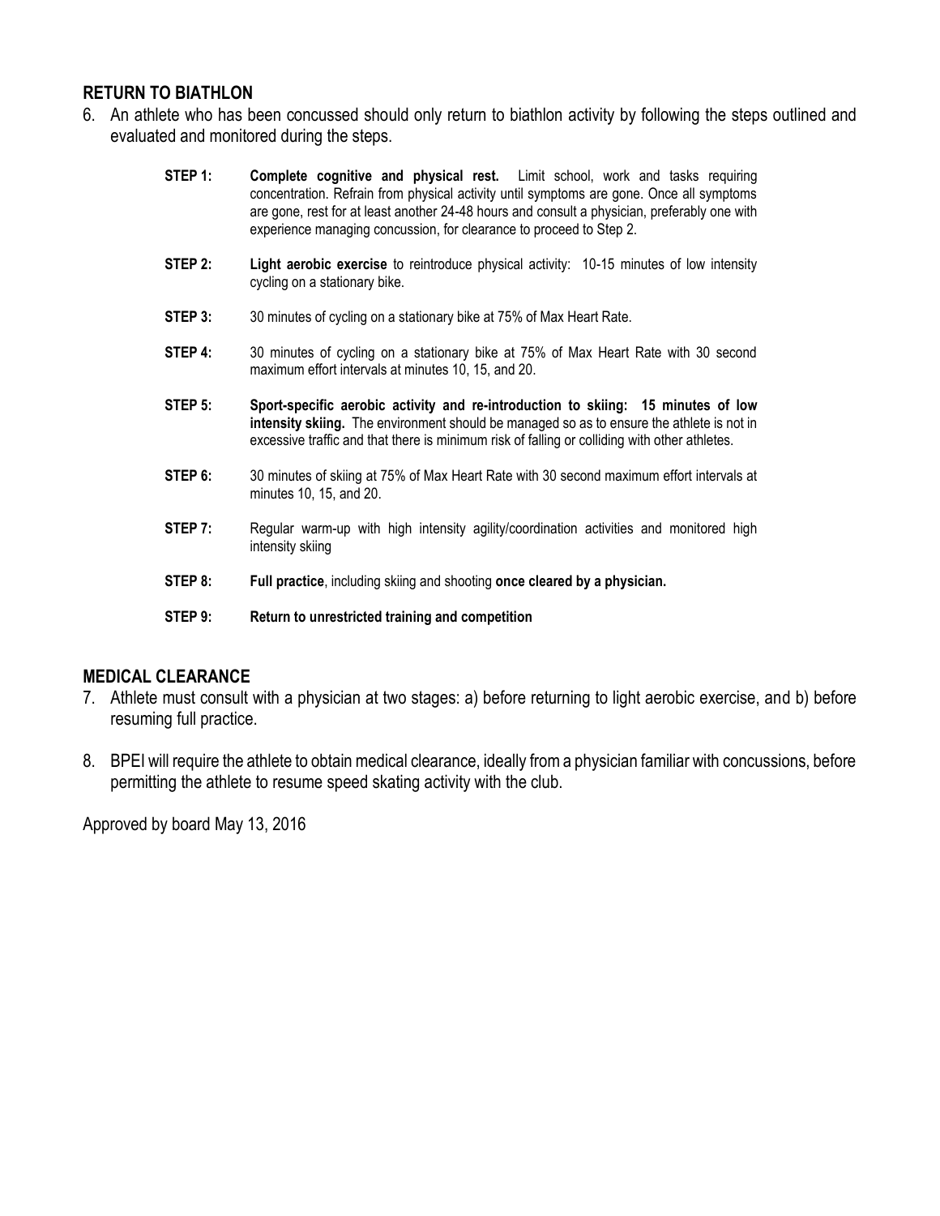## RETURN TO BIATHLON

6. An athlete who has been concussed should only return to biathlon activity by following the steps outlined and evaluated and monitored during the steps.

**STEP 1:** **Complete cognitive and physical rest.** Limit school, work and tasks requiring concentration. Refrain from physical activity until symptoms are gone. Once all symptoms are gone, rest for at least another 24-48 hours and consult a physician, preferably one with experience managing concussion, for clearance to proceed to Step 2.

**STEP 2:** **Light aerobic exercise** to reintroduce physical activity: 10-15 minutes of low intensity cycling on a stationary bike.

**STEP 3:** 30 minutes of cycling on a stationary bike at 75% of Max Heart Rate.

**STEP 4:** 30 minutes of cycling on a stationary bike at 75% of Max Heart Rate with 30 second maximum effort intervals at minutes 10, 15, and 20.

**STEP 5:** **Sport-specific aerobic activity and re-introduction to skiing: 15 minutes of low intensity skiing.** The environment should be managed so as to ensure the athlete is not in excessive traffic and that there is minimum risk of falling or colliding with other athletes.

**STEP 6:** 30 minutes of skiing at 75% of Max Heart Rate with 30 second maximum effort intervals at minutes 10, 15, and 20.

**STEP 7:** Regular warm-up with high intensity agility/coordination activities and monitored high intensity skiing

**STEP 8:** **Full practice**, including skiing and shooting **once cleared by a physician.**

**STEP 9:** **Return to unrestricted training and competition**

## MEDICAL CLEARANCE

7. Athlete must consult with a physician at two stages: a) before returning to light aerobic exercise, and b) before resuming full practice.

8. BPEI will require the athlete to obtain medical clearance, ideally from a physician familiar with concussions, before permitting the athlete to resume speed skating activity with the club.

Approved by board May 13, 2016